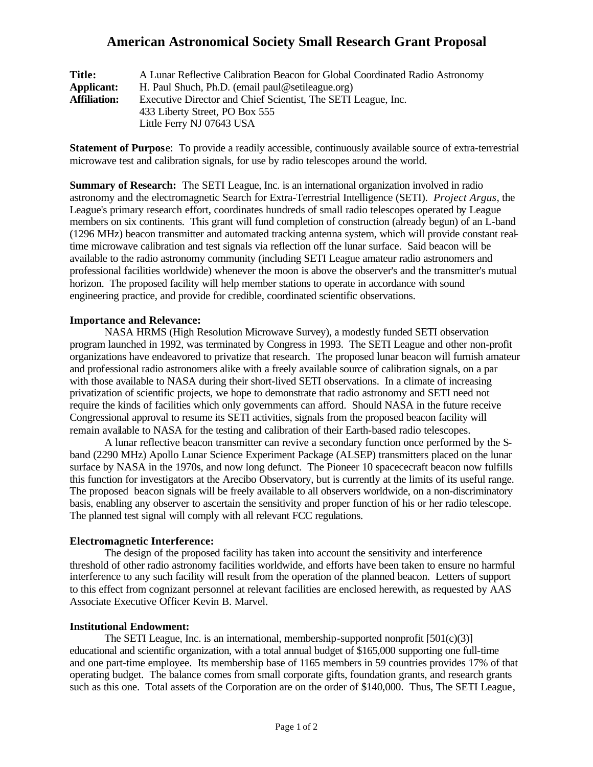# American Astronomical Society Small Research Grant Proposal

**Title:** A Lunar Reflective Calibration Beacon for Global Coordinated Radio Astronomy
**Applicant:** H. Paul Shuch, Ph.D. (email paul@setileague.org)
**Affiliation:** Executive Director and Chief Scientist, The SETI League, Inc.
433 Liberty Street, PO Box 555
Little Ferry NJ 07643 USA

**Statement of Purpose**: To provide a readily accessible, continuously available source of extra-terrestrial microwave test and calibration signals, for use by radio telescopes around the world.

**Summary of Research:** The SETI League, Inc. is an international organization involved in radio astronomy and the electromagnetic Search for Extra-Terrestrial Intelligence (SETI). *Project Argus*, the League's primary research effort, coordinates hundreds of small radio telescopes operated by League members on six continents. This grant will fund completion of construction (already begun) of an L-band (1296 MHz) beacon transmitter and automated tracking antenna system, which will provide constant real-time microwave calibration and test signals via reflection off the lunar surface. Said beacon will be available to the radio astronomy community (including SETI League amateur radio astronomers and professional facilities worldwide) whenever the moon is above the observer's and the transmitter's mutual horizon. The proposed facility will help member stations to operate in accordance with sound engineering practice, and provide for credible, coordinated scientific observations.

### Importance and Relevance:

NASA HRMS (High Resolution Microwave Survey), a modestly funded SETI observation program launched in 1992, was terminated by Congress in 1993. The SETI League and other non-profit organizations have endeavored to privatize that research. The proposed lunar beacon will furnish amateur and professional radio astronomers alike with a freely available source of calibration signals, on a par with those available to NASA during their short-lived SETI observations. In a climate of increasing privatization of scientific projects, we hope to demonstrate that radio astronomy and SETI need not require the kinds of facilities which only governments can afford. Should NASA in the future receive Congressional approval to resume its SETI activities, signals from the proposed beacon facility will remain available to NASA for the testing and calibration of their Earth-based radio telescopes.

A lunar reflective beacon transmitter can revive a secondary function once performed by the S-band (2290 MHz) Apollo Lunar Science Experiment Package (ALSEP) transmitters placed on the lunar surface by NASA in the 1970s, and now long defunct. The Pioneer 10 spacececraft beacon now fulfills this function for investigators at the Arecibo Observatory, but is currently at the limits of its useful range. The proposed beacon signals will be freely available to all observers worldwide, on a non-discriminatory basis, enabling any observer to ascertain the sensitivity and proper function of his or her radio telescope. The planned test signal will comply with all relevant FCC regulations.

### Electromagnetic Interference:

The design of the proposed facility has taken into account the sensitivity and interference threshold of other radio astronomy facilities worldwide, and efforts have been taken to ensure no harmful interference to any such facility will result from the operation of the planned beacon. Letters of support to this effect from cognizant personnel at relevant facilities are enclosed herewith, as requested by AAS Associate Executive Officer Kevin B. Marvel.

### Institutional Endowment:

The SETI League, Inc. is an international, membership-supported nonprofit [501(c)(3)] educational and scientific organization, with a total annual budget of $165,000 supporting one full-time and one part-time employee. Its membership base of 1165 members in 59 countries provides 17% of that operating budget. The balance comes from small corporate gifts, foundation grants, and research grants such as this one. Total assets of the Corporation are on the order of $140,000. Thus, The SETI League,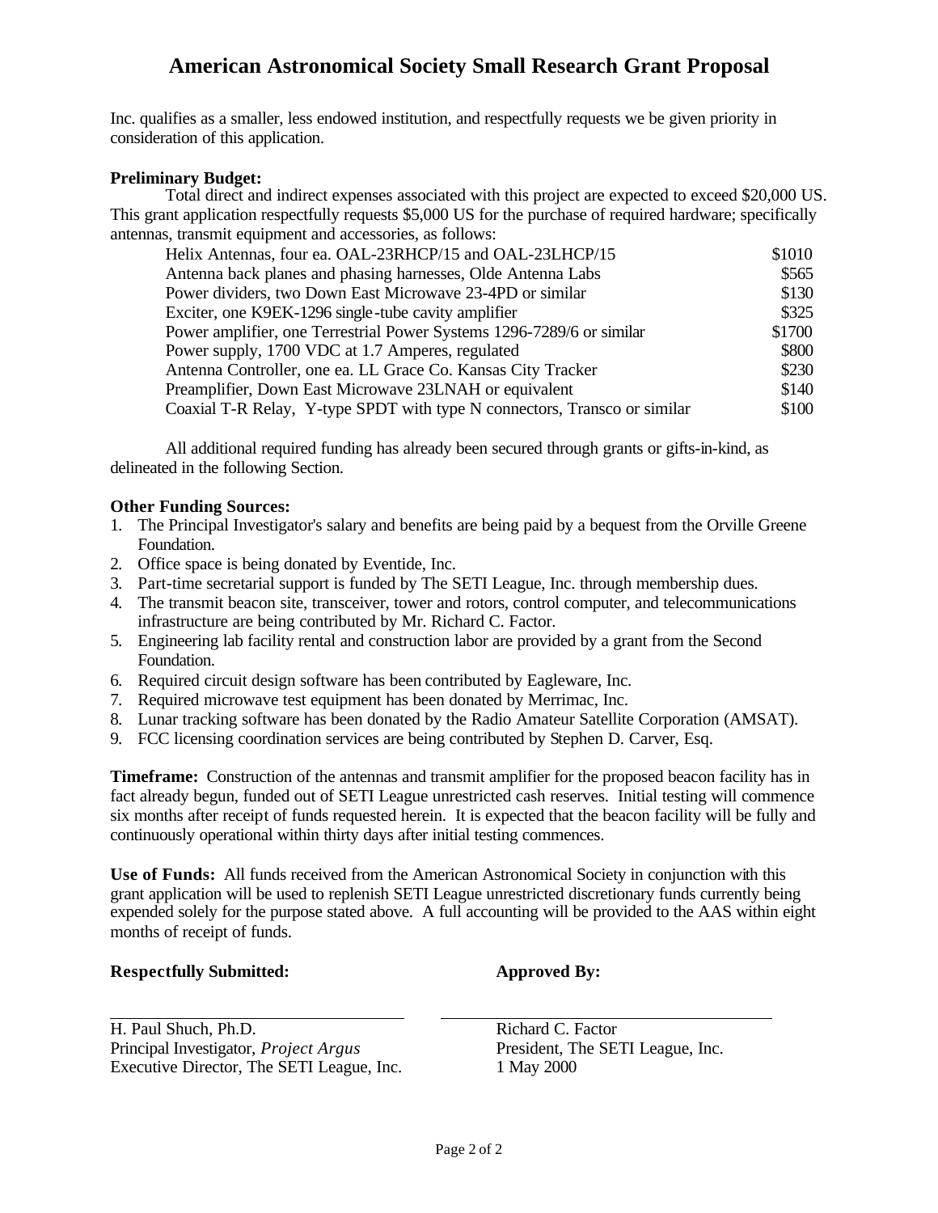# American Astronomical Society Small Research Grant Proposal

Inc. qualifies as a smaller, less endowed institution, and respectfully requests we be given priority in consideration of this application.

**Preliminary Budget:**

Total direct and indirect expenses associated with this project are expected to exceed $20,000 US. This grant application respectfully requests $5,000 US for the purchase of required hardware; specifically antennas, transmit equipment and accessories, as follows:

| | |
|---|---|
| Helix Antennas, four ea. OAL-23RHCP/15 and OAL-23LHCP/15 | $1010 |
| Antenna back planes and phasing harnesses, Olde Antenna Labs | $565 |
| Power dividers, two Down East Microwave 23-4PD or similar | $130 |
| Exciter, one K9EK-1296 single-tube cavity amplifier | $325 |
| Power amplifier, one Terrestrial Power Systems 1296-7289/6 or similar | $1700 |
| Power supply, 1700 VDC at 1.7 Amperes, regulated | $800 |
| Antenna Controller, one ea. LL Grace Co. Kansas City Tracker | $230 |
| Preamplifier, Down East Microwave 23LNAH or equivalent | $140 |
| Coaxial T-R Relay, Y-type SPDT with type N connectors, Transco or similar | $100 |

All additional required funding has already been secured through grants or gifts-in-kind, as delineated in the following Section.

**Other Funding Sources:**

1. The Principal Investigator's salary and benefits are being paid by a bequest from the Orville Greene Foundation.
2. Office space is being donated by Eventide, Inc.
3. Part-time secretarial support is funded by The SETI League, Inc. through membership dues.
4. The transmit beacon site, transceiver, tower and rotors, control computer, and telecommunications infrastructure are being contributed by Mr. Richard C. Factor.
5. Engineering lab facility rental and construction labor are provided by a grant from the Second Foundation.
6. Required circuit design software has been contributed by Eagleware, Inc.
7. Required microwave test equipment has been donated by Merrimac, Inc.
8. Lunar tracking software has been donated by the Radio Amateur Satellite Corporation (AMSAT).
9. FCC licensing coordination services are being contributed by Stephen D. Carver, Esq.

**Timeframe:** Construction of the antennas and transmit amplifier for the proposed beacon facility has in fact already begun, funded out of SETI League unrestricted cash reserves. Initial testing will commence six months after receipt of funds requested herein. It is expected that the beacon facility will be fully and continuously operational within thirty days after initial testing commences.

**Use of Funds:** All funds received from the American Astronomical Society in conjunction with this grant application will be used to replenish SETI League unrestricted discretionary funds currently being expended solely for the purpose stated above. A full accounting will be provided to the AAS within eight months of receipt of funds.

**Respectfully Submitted:**

H. Paul Shuch, Ph.D.
Principal Investigator, *Project Argus*
Executive Director, The SETI League, Inc.

**Approved By:**

Richard C. Factor
President, The SETI League, Inc.
1 May 2000